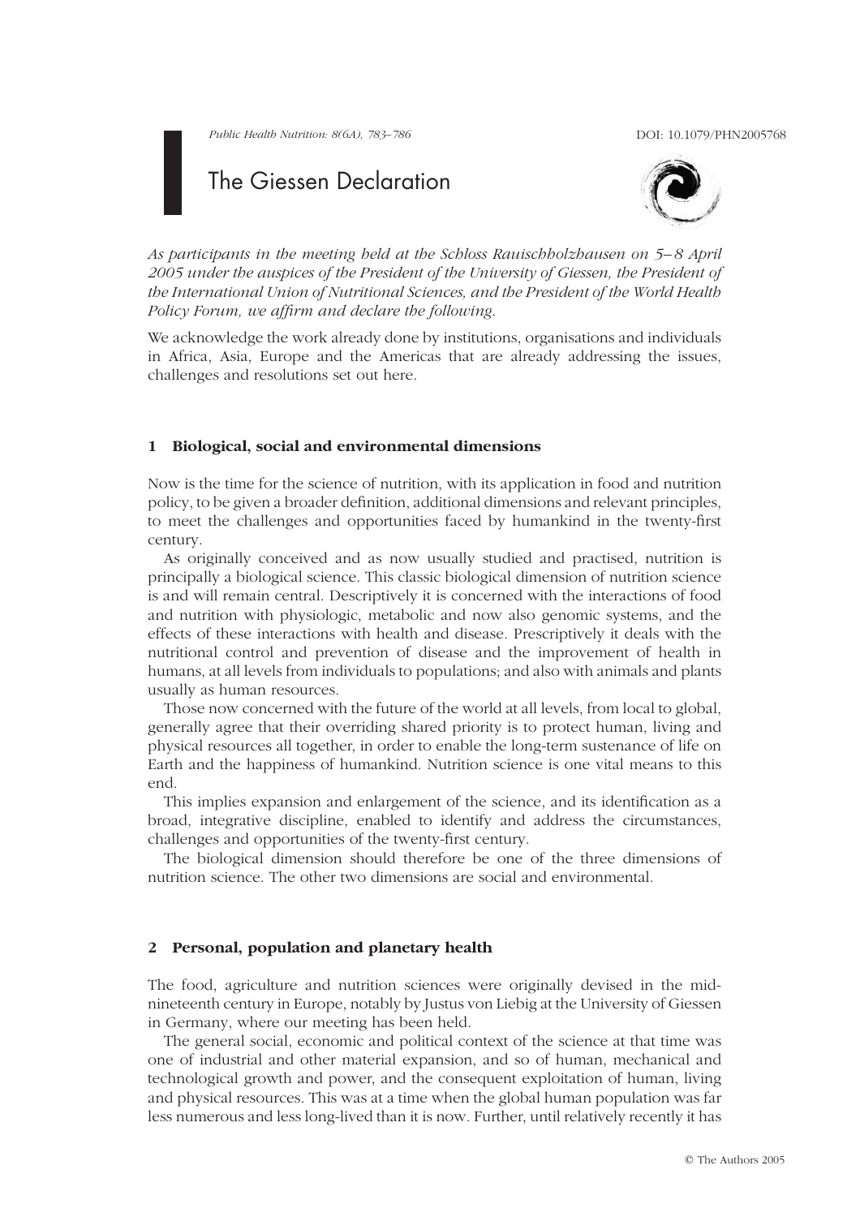# The Giessen Declaration

*As participants in the meeting held at the Schloss Rauischholzhausen on 5–8 April 2005 under the auspices of the President of the University of Giessen, the President of the International Union of Nutritional Sciences, and the President of the World Health Policy Forum, we affirm and declare the following.*

We acknowledge the work already done by institutions, organisations and individuals in Africa, Asia, Europe and the Americas that are already addressing the issues, challenges and resolutions set out here.

## 1 Biological, social and environmental dimensions

Now is the time for the science of nutrition, with its application in food and nutrition policy, to be given a broader definition, additional dimensions and relevant principles, to meet the challenges and opportunities faced by humankind in the twenty-first century.

As originally conceived and as now usually studied and practised, nutrition is principally a biological science. This classic biological dimension of nutrition science is and will remain central. Descriptively it is concerned with the interactions of food and nutrition with physiologic, metabolic and now also genomic systems, and the effects of these interactions with health and disease. Prescriptively it deals with the nutritional control and prevention of disease and the improvement of health in humans, at all levels from individuals to populations; and also with animals and plants usually as human resources.

Those now concerned with the future of the world at all levels, from local to global, generally agree that their overriding shared priority is to protect human, living and physical resources all together, in order to enable the long-term sustenance of life on Earth and the happiness of humankind. Nutrition science is one vital means to this end.

This implies expansion and enlargement of the science, and its identification as a broad, integrative discipline, enabled to identify and address the circumstances, challenges and opportunities of the twenty-first century.

The biological dimension should therefore be one of the three dimensions of nutrition science. The other two dimensions are social and environmental.

## 2 Personal, population and planetary health

The food, agriculture and nutrition sciences were originally devised in the mid-nineteenth century in Europe, notably by Justus von Liebig at the University of Giessen in Germany, where our meeting has been held.

The general social, economic and political context of the science at that time was one of industrial and other material expansion, and so of human, mechanical and technological growth and power, and the consequent exploitation of human, living and physical resources. This was at a time when the global human population was far less numerous and less long-lived than it is now. Further, until relatively recently it has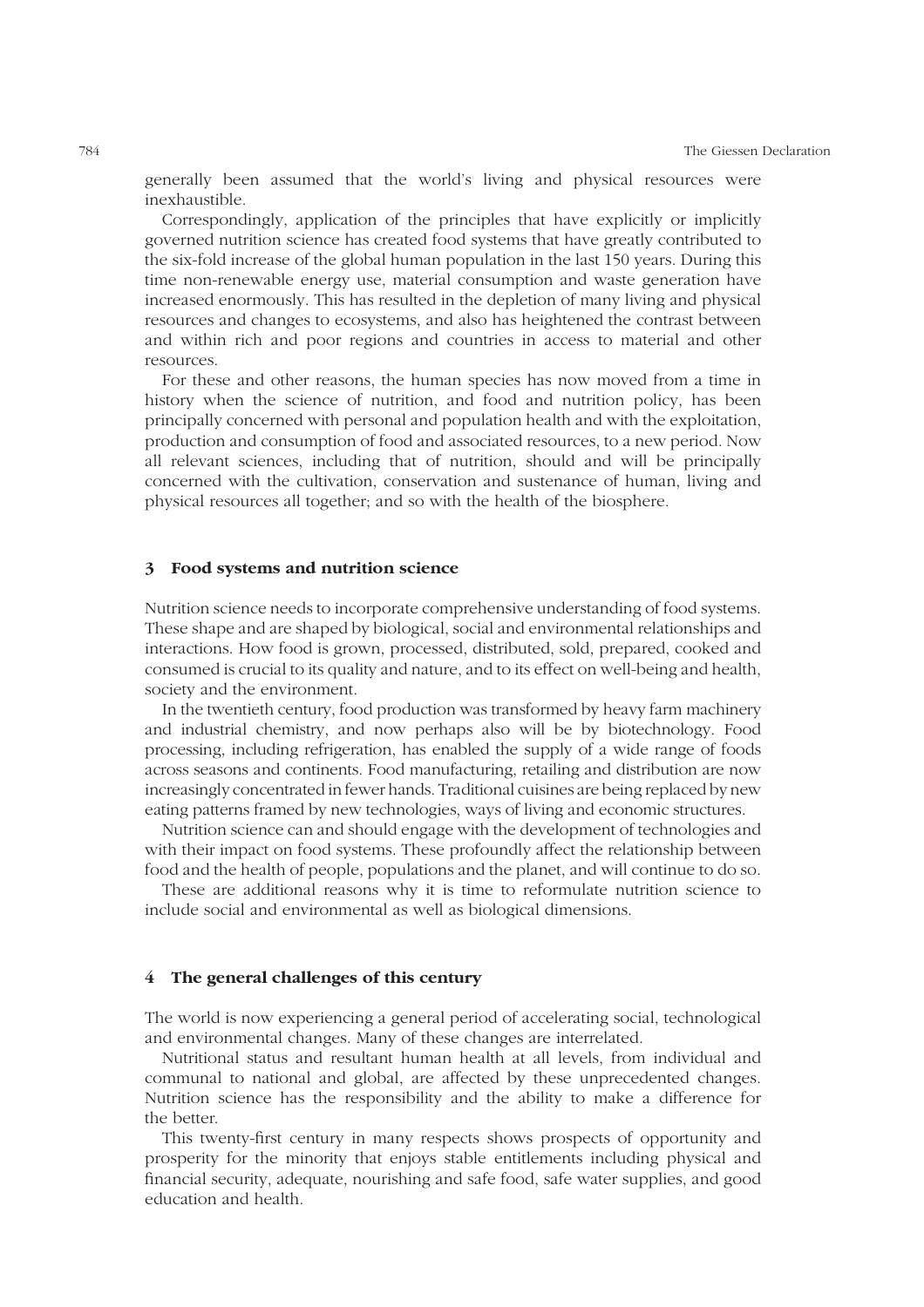generally been assumed that the world's living and physical resources were inexhaustible.

Correspondingly, application of the principles that have explicitly or implicitly governed nutrition science has created food systems that have greatly contributed to the six-fold increase of the global human population in the last 150 years. During this time non-renewable energy use, material consumption and waste generation have increased enormously. This has resulted in the depletion of many living and physical resources and changes to ecosystems, and also has heightened the contrast between and within rich and poor regions and countries in access to material and other resources.

For these and other reasons, the human species has now moved from a time in history when the science of nutrition, and food and nutrition policy, has been principally concerned with personal and population health and with the exploitation, production and consumption of food and associated resources, to a new period. Now all relevant sciences, including that of nutrition, should and will be principally concerned with the cultivation, conservation and sustenance of human, living and physical resources all together; and so with the health of the biosphere.

## 3 Food systems and nutrition science

Nutrition science needs to incorporate comprehensive understanding of food systems. These shape and are shaped by biological, social and environmental relationships and interactions. How food is grown, processed, distributed, sold, prepared, cooked and consumed is crucial to its quality and nature, and to its effect on well-being and health, society and the environment.

In the twentieth century, food production was transformed by heavy farm machinery and industrial chemistry, and now perhaps also will be by biotechnology. Food processing, including refrigeration, has enabled the supply of a wide range of foods across seasons and continents. Food manufacturing, retailing and distribution are now increasingly concentrated in fewer hands. Traditional cuisines are being replaced by new eating patterns framed by new technologies, ways of living and economic structures.

Nutrition science can and should engage with the development of technologies and with their impact on food systems. These profoundly affect the relationship between food and the health of people, populations and the planet, and will continue to do so.

These are additional reasons why it is time to reformulate nutrition science to include social and environmental as well as biological dimensions.

## 4 The general challenges of this century

The world is now experiencing a general period of accelerating social, technological and environmental changes. Many of these changes are interrelated.

Nutritional status and resultant human health at all levels, from individual and communal to national and global, are affected by these unprecedented changes. Nutrition science has the responsibility and the ability to make a difference for the better.

This twenty-first century in many respects shows prospects of opportunity and prosperity for the minority that enjoys stable entitlements including physical and financial security, adequate, nourishing and safe food, safe water supplies, and good education and health.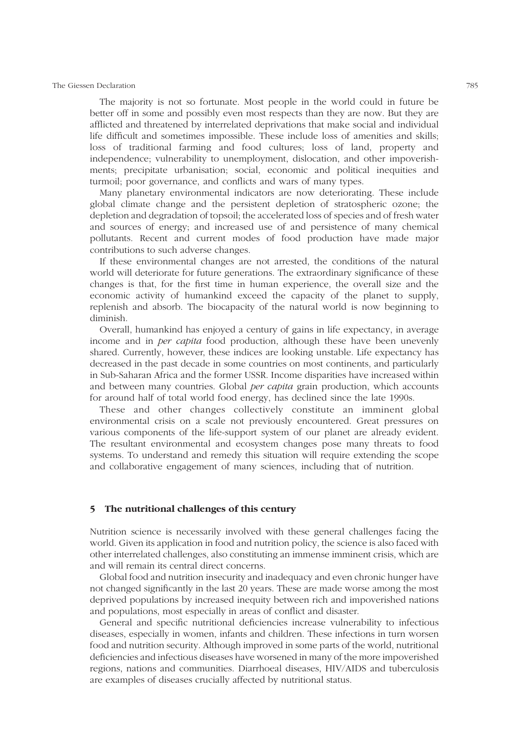The majority is not so fortunate. Most people in the world could in future be better off in some and possibly even most respects than they are now. But they are afflicted and threatened by interrelated deprivations that make social and individual life difficult and sometimes impossible. These include loss of amenities and skills; loss of traditional farming and food cultures; loss of land, property and independence; vulnerability to unemployment, dislocation, and other impoverishments; precipitate urbanisation; social, economic and political inequities and turmoil; poor governance, and conflicts and wars of many types.

Many planetary environmental indicators are now deteriorating. These include global climate change and the persistent depletion of stratospheric ozone; the depletion and degradation of topsoil; the accelerated loss of species and of fresh water and sources of energy; and increased use of and persistence of many chemical pollutants. Recent and current modes of food production have made major contributions to such adverse changes.

If these environmental changes are not arrested, the conditions of the natural world will deteriorate for future generations. The extraordinary significance of these changes is that, for the first time in human experience, the overall size and the economic activity of humankind exceed the capacity of the planet to supply, replenish and absorb. The biocapacity of the natural world is now beginning to diminish.

Overall, humankind has enjoyed a century of gains in life expectancy, in average income and in *per capita* food production, although these have been unevenly shared. Currently, however, these indices are looking unstable. Life expectancy has decreased in the past decade in some countries on most continents, and particularly in Sub-Saharan Africa and the former USSR. Income disparities have increased within and between many countries. Global *per capita* grain production, which accounts for around half of total world food energy, has declined since the late 1990s.

These and other changes collectively constitute an imminent global environmental crisis on a scale not previously encountered. Great pressures on various components of the life-support system of our planet are already evident. The resultant environmental and ecosystem changes pose many threats to food systems. To understand and remedy this situation will require extending the scope and collaborative engagement of many sciences, including that of nutrition.

## 5 The nutritional challenges of this century

Nutrition science is necessarily involved with these general challenges facing the world. Given its application in food and nutrition policy, the science is also faced with other interrelated challenges, also constituting an immense imminent crisis, which are and will remain its central direct concerns.

Global food and nutrition insecurity and inadequacy and even chronic hunger have not changed significantly in the last 20 years. These are made worse among the most deprived populations by increased inequity between rich and impoverished nations and populations, most especially in areas of conflict and disaster.

General and specific nutritional deficiencies increase vulnerability to infectious diseases, especially in women, infants and children. These infections in turn worsen food and nutrition security. Although improved in some parts of the world, nutritional deficiencies and infectious diseases have worsened in many of the more impoverished regions, nations and communities. Diarrhoeal diseases, HIV/AIDS and tuberculosis are examples of diseases crucially affected by nutritional status.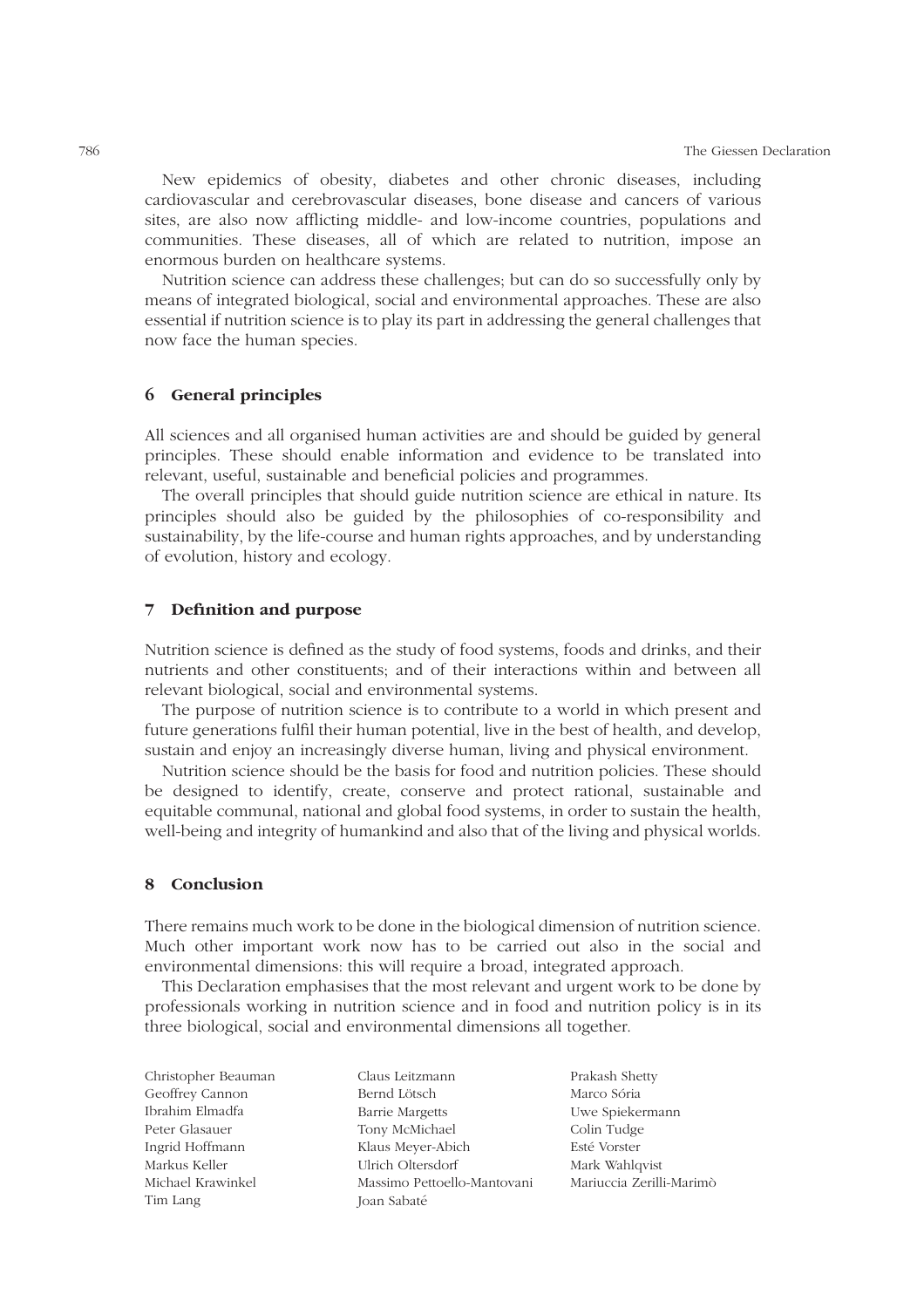New epidemics of obesity, diabetes and other chronic diseases, including cardiovascular and cerebrovascular diseases, bone disease and cancers of various sites, are also now afflicting middle- and low-income countries, populations and communities. These diseases, all of which are related to nutrition, impose an enormous burden on healthcare systems.

Nutrition science can address these challenges; but can do so successfully only by means of integrated biological, social and environmental approaches. These are also essential if nutrition science is to play its part in addressing the general challenges that now face the human species.

## 6 General principles

All sciences and all organised human activities are and should be guided by general principles. These should enable information and evidence to be translated into relevant, useful, sustainable and beneficial policies and programmes.

The overall principles that should guide nutrition science are ethical in nature. Its principles should also be guided by the philosophies of co-responsibility and sustainability, by the life-course and human rights approaches, and by understanding of evolution, history and ecology.

## 7 Definition and purpose

Nutrition science is defined as the study of food systems, foods and drinks, and their nutrients and other constituents; and of their interactions within and between all relevant biological, social and environmental systems.

The purpose of nutrition science is to contribute to a world in which present and future generations fulfil their human potential, live in the best of health, and develop, sustain and enjoy an increasingly diverse human, living and physical environment.

Nutrition science should be the basis for food and nutrition policies. These should be designed to identify, create, conserve and protect rational, sustainable and equitable communal, national and global food systems, in order to sustain the health, well-being and integrity of humankind and also that of the living and physical worlds.

## 8 Conclusion

There remains much work to be done in the biological dimension of nutrition science. Much other important work now has to be carried out also in the social and environmental dimensions: this will require a broad, integrated approach.

This Declaration emphasises that the most relevant and urgent work to be done by professionals working in nutrition science and in food and nutrition policy is in its three biological, social and environmental dimensions all together.

Christopher Beauman
Geoffrey Cannon
Ibrahim Elmadfa
Peter Glasauer
Ingrid Hoffmann
Markus Keller
Michael Krawinkel
Tim Lang
Claus Leitzmann
Bernd Lötsch
Barrie Margetts
Tony McMichael
Klaus Meyer-Abich
Ulrich Oltersdorf
Massimo Pettoello-Mantovani
Joan Sabaté
Prakash Shetty
Marco Sória
Uwe Spiekermann
Colin Tudge
Esté Vorster
Mark Wahlqvist
Mariuccia Zerilli-Marimò